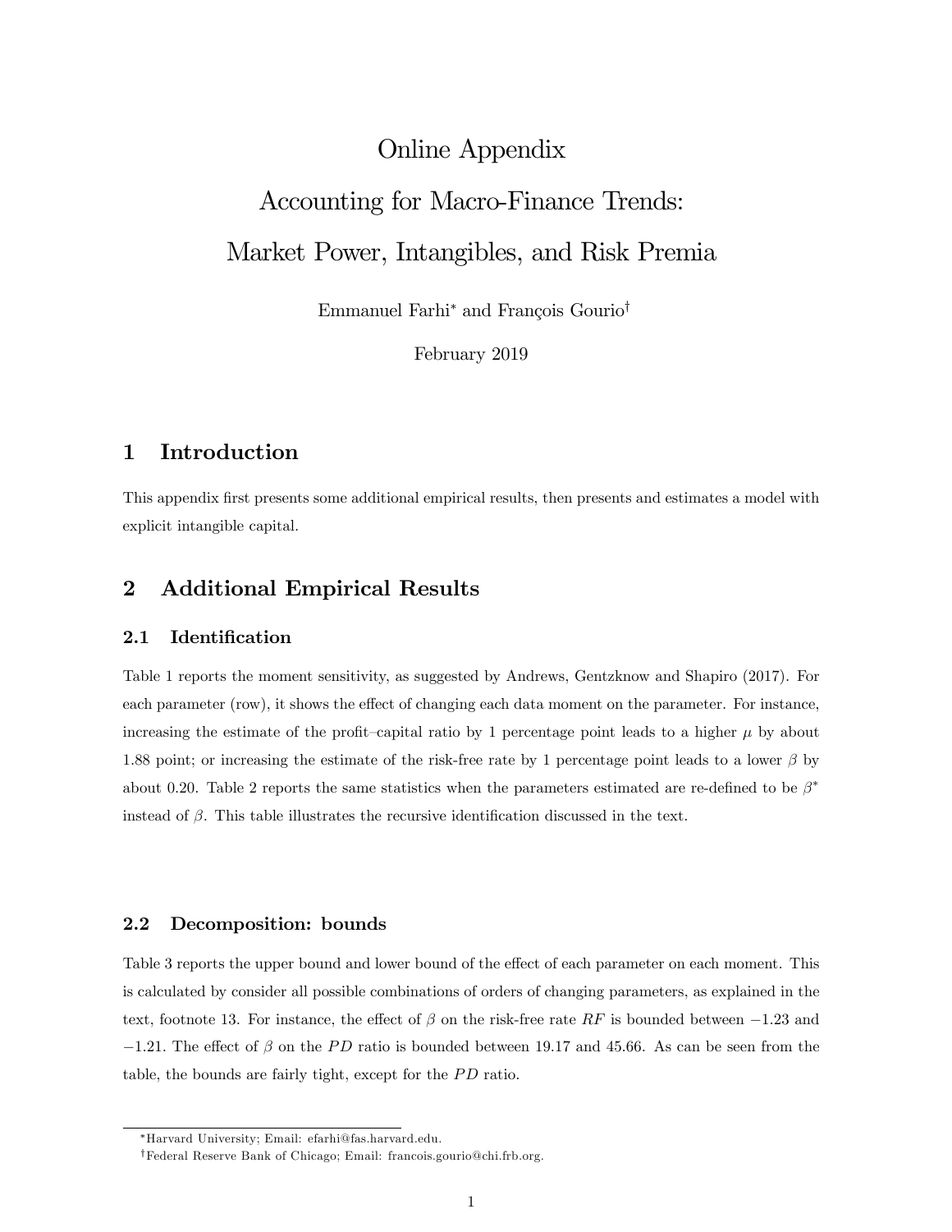# Online Appendix

# Accounting for Macro-Finance Trends: Market Power, Intangibles, and Risk Premia

Emmanuel Farhi[*] and François Gourio[†]

February 2019

## 1 Introduction

This appendix first presents some additional empirical results, then presents and estimates a model with explicit intangible capital.

## 2 Additional Empirical Results

### 2.1 Identification

Table 1 reports the moment sensitivity, as suggested by Andrews, Gentzknow and Shapiro (2017). For each parameter (row), it shows the effect of changing each data moment on the parameter. For instance, increasing the estimate of the profit–capital ratio by 1 percentage point leads to a higher $\mu$ by about 1.88 point; or increasing the estimate of the risk-free rate by 1 percentage point leads to a lower $\beta$ by about 0.20. Table 2 reports the same statistics when the parameters estimated are re-defined to be $\beta^*$ instead of $\beta$. This table illustrates the recursive identification discussed in the text.

### 2.2 Decomposition: bounds

Table 3 reports the upper bound and lower bound of the effect of each parameter on each moment. This is calculated by consider all possible combinations of orders of changing parameters, as explained in the text, footnote 13. For instance, the effect of $\beta$ on the risk-free rate $RF$ is bounded between $-1.23$ and $-1.21$. The effect of $\beta$ on the $PD$ ratio is bounded between 19.17 and 45.66. As can be seen from the table, the bounds are fairly tight, except for the $PD$ ratio.

---

[*] Harvard University; Email: efarhi@fas.harvard.edu.

[†] Federal Reserve Bank of Chicago; Email: francois.gourio@chi.frb.org.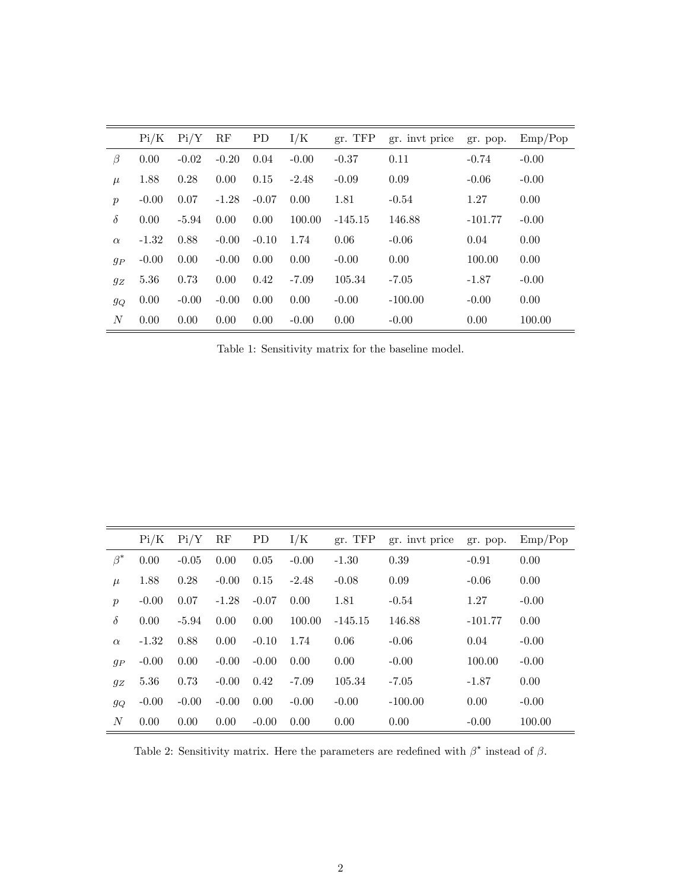|  | Pi/K | Pi/Y | RF | PD | I/K | gr. TFP | gr. invt price | gr. pop. | Emp/Pop |
|---|---|---|---|---|---|---|---|---|---|
| $\beta$ | 0.00 | -0.02 | -0.20 | 0.04 | -0.00 | -0.37 | 0.11 | -0.74 | -0.00 |
| $\mu$ | 1.88 | 0.28 | 0.00 | 0.15 | -2.48 | -0.09 | 0.09 | -0.06 | -0.00 |
| $p$ | -0.00 | 0.07 | -1.28 | -0.07 | 0.00 | 1.81 | -0.54 | 1.27 | 0.00 |
| $\delta$ | 0.00 | -5.94 | 0.00 | 0.00 | 100.00 | -145.15 | 146.88 | -101.77 | -0.00 |
| $\alpha$ | -1.32 | 0.88 | -0.00 | -0.10 | 1.74 | 0.06 | -0.06 | 0.04 | 0.00 |
| $g_P$ | -0.00 | 0.00 | -0.00 | 0.00 | 0.00 | -0.00 | 0.00 | 100.00 | 0.00 |
| $g_Z$ | 5.36 | 0.73 | 0.00 | 0.42 | -7.09 | 105.34 | -7.05 | -1.87 | -0.00 |
| $g_Q$ | 0.00 | -0.00 | -0.00 | 0.00 | 0.00 | -0.00 | -100.00 | -0.00 | 0.00 |
| $N$ | 0.00 | 0.00 | 0.00 | 0.00 | -0.00 | 0.00 | -0.00 | 0.00 | 100.00 |

Table 1: Sensitivity matrix for the baseline model.

|  | Pi/K | Pi/Y | RF | PD | I/K | gr. TFP | gr. invt price | gr. pop. | Emp/Pop |
|---|---|---|---|---|---|---|---|---|---|
| $\beta^*$ | 0.00 | -0.05 | 0.00 | 0.05 | -0.00 | -1.30 | 0.39 | -0.91 | 0.00 |
| $\mu$ | 1.88 | 0.28 | -0.00 | 0.15 | -2.48 | -0.08 | 0.09 | -0.06 | 0.00 |
| $p$ | -0.00 | 0.07 | -1.28 | -0.07 | 0.00 | 1.81 | -0.54 | 1.27 | -0.00 |
| $\delta$ | 0.00 | -5.94 | 0.00 | 0.00 | 100.00 | -145.15 | 146.88 | -101.77 | 0.00 |
| $\alpha$ | -1.32 | 0.88 | 0.00 | -0.10 | 1.74 | 0.06 | -0.06 | 0.04 | -0.00 |
| $g_P$ | -0.00 | 0.00 | -0.00 | -0.00 | 0.00 | 0.00 | -0.00 | 100.00 | -0.00 |
| $g_Z$ | 5.36 | 0.73 | -0.00 | 0.42 | -7.09 | 105.34 | -7.05 | -1.87 | 0.00 |
| $g_Q$ | -0.00 | -0.00 | -0.00 | 0.00 | -0.00 | -0.00 | -100.00 | 0.00 | -0.00 |
| $N$ | 0.00 | 0.00 | 0.00 | -0.00 | 0.00 | 0.00 | 0.00 | -0.00 | 100.00 |

Table 2: Sensitivity matrix. Here the parameters are redefined with $\beta^\star$ instead of $\beta$.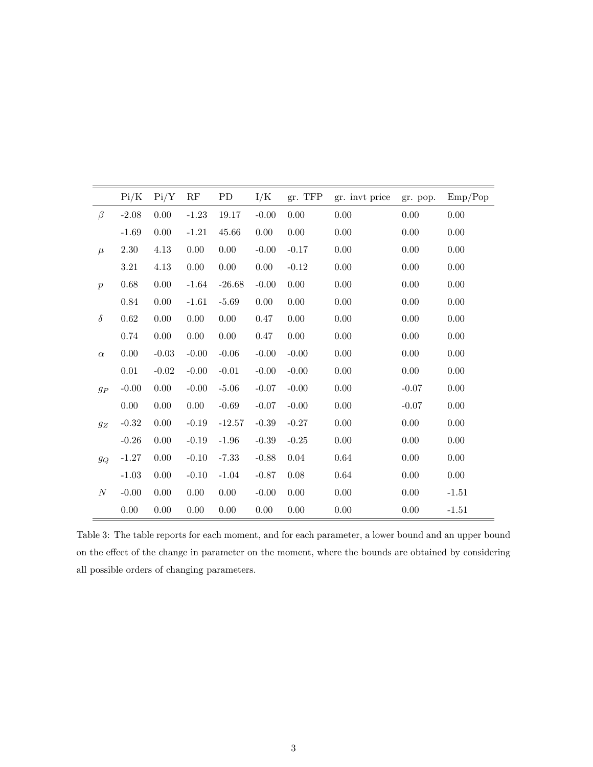|  | Pi/K | Pi/Y | RF | PD | I/K | gr. TFP | gr. invt price | gr. pop. | Emp/Pop |
|---|---|---|---|---|---|---|---|---|---|
| $\beta$ | -2.08 | 0.00 | -1.23 | 19.17 | -0.00 | 0.00 | 0.00 | 0.00 | 0.00 |
|  | -1.69 | 0.00 | -1.21 | 45.66 | 0.00 | 0.00 | 0.00 | 0.00 | 0.00 |
| $\mu$ | 2.30 | 4.13 | 0.00 | 0.00 | -0.00 | -0.17 | 0.00 | 0.00 | 0.00 |
|  | 3.21 | 4.13 | 0.00 | 0.00 | 0.00 | -0.12 | 0.00 | 0.00 | 0.00 |
| $p$ | 0.68 | 0.00 | -1.64 | -26.68 | -0.00 | 0.00 | 0.00 | 0.00 | 0.00 |
|  | 0.84 | 0.00 | -1.61 | -5.69 | 0.00 | 0.00 | 0.00 | 0.00 | 0.00 |
| $\delta$ | 0.62 | 0.00 | 0.00 | 0.00 | 0.47 | 0.00 | 0.00 | 0.00 | 0.00 |
|  | 0.74 | 0.00 | 0.00 | 0.00 | 0.47 | 0.00 | 0.00 | 0.00 | 0.00 |
| $\alpha$ | 0.00 | -0.03 | -0.00 | -0.06 | -0.00 | -0.00 | 0.00 | 0.00 | 0.00 |
|  | 0.01 | -0.02 | -0.00 | -0.01 | -0.00 | -0.00 | 0.00 | 0.00 | 0.00 |
| $g_P$ | -0.00 | 0.00 | -0.00 | -5.06 | -0.07 | -0.00 | 0.00 | -0.07 | 0.00 |
|  | 0.00 | 0.00 | 0.00 | -0.69 | -0.07 | -0.00 | 0.00 | -0.07 | 0.00 |
| $g_Z$ | -0.32 | 0.00 | -0.19 | -12.57 | -0.39 | -0.27 | 0.00 | 0.00 | 0.00 |
|  | -0.26 | 0.00 | -0.19 | -1.96 | -0.39 | -0.25 | 0.00 | 0.00 | 0.00 |
| $g_Q$ | -1.27 | 0.00 | -0.10 | -7.33 | -0.88 | 0.04 | 0.64 | 0.00 | 0.00 |
|  | -1.03 | 0.00 | -0.10 | -1.04 | -0.87 | 0.08 | 0.64 | 0.00 | 0.00 |
| $N$ | -0.00 | 0.00 | 0.00 | 0.00 | -0.00 | 0.00 | 0.00 | 0.00 | -1.51 |
|  | 0.00 | 0.00 | 0.00 | 0.00 | 0.00 | 0.00 | 0.00 | 0.00 | -1.51 |

Table 3: The table reports for each moment, and for each parameter, a lower bound and an upper bound on the effect of the change in parameter on the moment, where the bounds are obtained by considering all possible orders of changing parameters.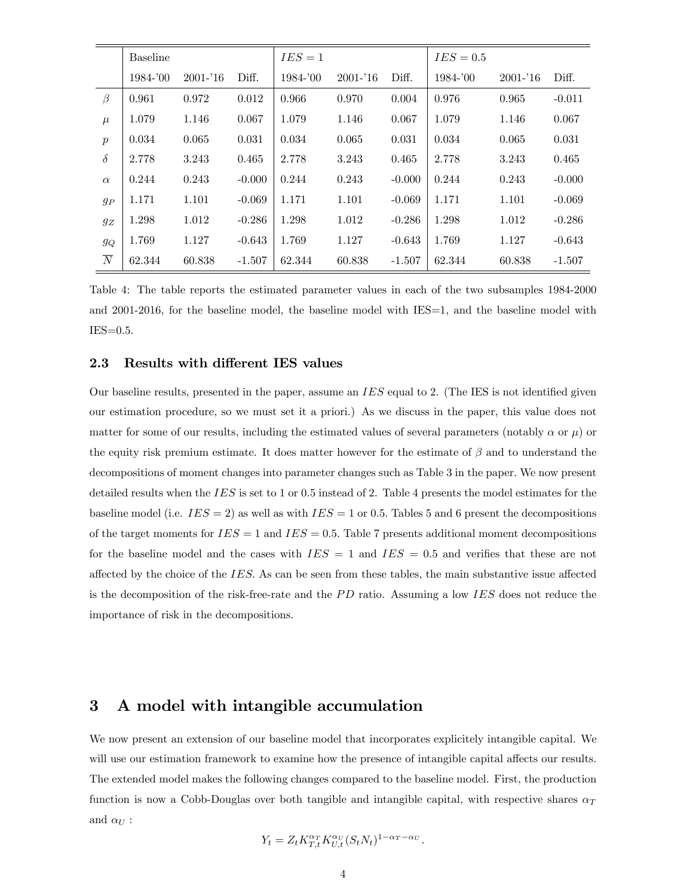| | Baseline | | | $IES = 1$ | | | $IES = 0.5$ | | |
|---|---|---|---|---|---|---|---|---|---|
| | 1984-'00 | 2001-'16 | Diff. | 1984-'00 | 2001-'16 | Diff. | 1984-'00 | 2001-'16 | Diff. |
| $\beta$ | 0.961 | 0.972 | 0.012 | 0.966 | 0.970 | 0.004 | 0.976 | 0.965 | -0.011 |
| $\mu$ | 1.079 | 1.146 | 0.067 | 1.079 | 1.146 | 0.067 | 1.079 | 1.146 | 0.067 |
| $p$ | 0.034 | 0.065 | 0.031 | 0.034 | 0.065 | 0.031 | 0.034 | 0.065 | 0.031 |
| $\delta$ | 2.778 | 3.243 | 0.465 | 2.778 | 3.243 | 0.465 | 2.778 | 3.243 | 0.465 |
| $\alpha$ | 0.244 | 0.243 | -0.000 | 0.244 | 0.243 | -0.000 | 0.244 | 0.243 | -0.000 |
| $g_P$ | 1.171 | 1.101 | -0.069 | 1.171 | 1.101 | -0.069 | 1.171 | 1.101 | -0.069 |
| $g_Z$ | 1.298 | 1.012 | -0.286 | 1.298 | 1.012 | -0.286 | 1.298 | 1.012 | -0.286 |
| $g_Q$ | 1.769 | 1.127 | -0.643 | 1.769 | 1.127 | -0.643 | 1.769 | 1.127 | -0.643 |
| $\overline{N}$ | 62.344 | 60.838 | -1.507 | 62.344 | 60.838 | -1.507 | 62.344 | 60.838 | -1.507 |

Table 4: The table reports the estimated parameter values in each of the two subsamples 1984-2000 and 2001-2016, for the baseline model, the baseline model with IES=1, and the baseline model with IES=0.5.

### 2.3 Results with different IES values

Our baseline results, presented in the paper, assume an $IES$ equal to 2. (The IES is not identified given our estimation procedure, so we must set it a priori.) As we discuss in the paper, this value does not matter for some of our results, including the estimated values of several parameters (notably $\alpha$ or $\mu$) or the equity risk premium estimate. It does matter however for the estimate of $\beta$ and to understand the decompositions of moment changes into parameter changes such as Table 3 in the paper. We now present detailed results when the $IES$ is set to 1 or 0.5 instead of 2. Table 4 presents the model estimates for the baseline model (i.e. $IES = 2$) as well as with $IES = 1$ or 0.5. Tables 5 and 6 present the decompositions of the target moments for $IES = 1$ and $IES = 0.5$. Table 7 presents additional moment decompositions for the baseline model and the cases with $IES = 1$ and $IES = 0.5$ and verifies that these are not affected by the choice of the $IES$. As can be seen from these tables, the main substantive issue affected is the decomposition of the risk-free-rate and the $PD$ ratio. Assuming a low $IES$ does not reduce the importance of risk in the decompositions.

## 3 A model with intangible accumulation

We now present an extension of our baseline model that incorporates explicitely intangible capital. We will use our estimation framework to examine how the presence of intangible capital affects our results. The extended model makes the following changes compared to the baseline model. First, the production function is now a Cobb-Douglas over both tangible and intangible capital, with respective shares $\alpha_T$ and $\alpha_U$ :

$$Y_t = Z_t K_{T,t}^{\alpha_T} K_{U,t}^{\alpha_U} (S_t N_t)^{1-\alpha_T-\alpha_U}.$$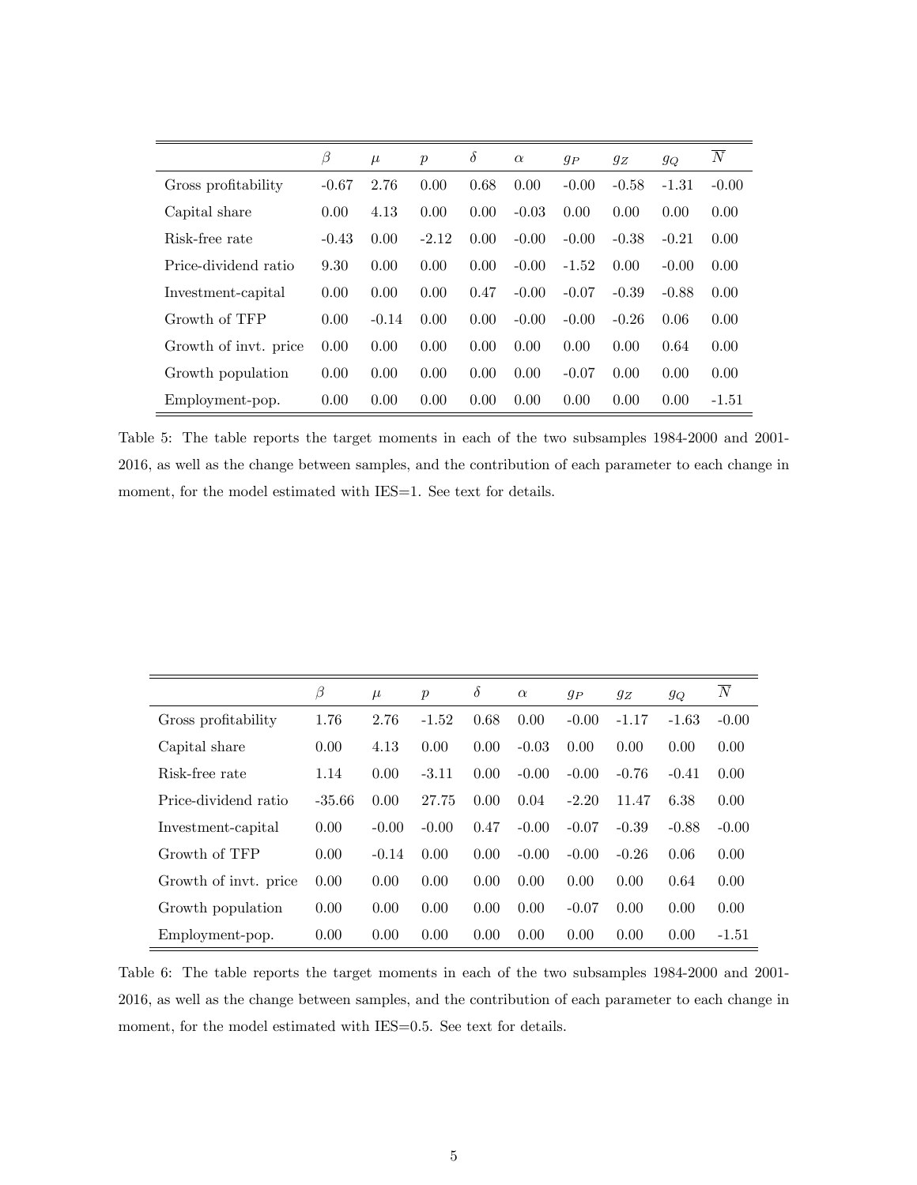| | $\beta$ | $\mu$ | $p$ | $\delta$ | $\alpha$ | $g_P$ | $g_Z$ | $g_Q$ | $\overline{N}$ |
|---|---|---|---|---|---|---|---|---|---|
| Gross profitability | -0.67 | 2.76 | 0.00 | 0.68 | 0.00 | -0.00 | -0.58 | -1.31 | -0.00 |
| Capital share | 0.00 | 4.13 | 0.00 | 0.00 | -0.03 | 0.00 | 0.00 | 0.00 | 0.00 |
| Risk-free rate | -0.43 | 0.00 | -2.12 | 0.00 | -0.00 | -0.00 | -0.38 | -0.21 | 0.00 |
| Price-dividend ratio | 9.30 | 0.00 | 0.00 | 0.00 | -0.00 | -1.52 | 0.00 | -0.00 | 0.00 |
| Investment-capital | 0.00 | 0.00 | 0.00 | 0.47 | -0.00 | -0.07 | -0.39 | -0.88 | 0.00 |
| Growth of TFP | 0.00 | -0.14 | 0.00 | 0.00 | -0.00 | -0.00 | -0.26 | 0.06 | 0.00 |
| Growth of invt. price | 0.00 | 0.00 | 0.00 | 0.00 | 0.00 | 0.00 | 0.00 | 0.64 | 0.00 |
| Growth population | 0.00 | 0.00 | 0.00 | 0.00 | 0.00 | -0.07 | 0.00 | 0.00 | 0.00 |
| Employment-pop. | 0.00 | 0.00 | 0.00 | 0.00 | 0.00 | 0.00 | 0.00 | 0.00 | -1.51 |

Table 5: The table reports the target moments in each of the two subsamples 1984-2000 and 2001-2016, as well as the change between samples, and the contribution of each parameter to each change in moment, for the model estimated with IES=1. See text for details.

| | $\beta$ | $\mu$ | $p$ | $\delta$ | $\alpha$ | $g_P$ | $g_Z$ | $g_Q$ | $\overline{N}$ |
|---|---|---|---|---|---|---|---|---|---|
| Gross profitability | 1.76 | 2.76 | -1.52 | 0.68 | 0.00 | -0.00 | -1.17 | -1.63 | -0.00 |
| Capital share | 0.00 | 4.13 | 0.00 | 0.00 | -0.03 | 0.00 | 0.00 | 0.00 | 0.00 |
| Risk-free rate | 1.14 | 0.00 | -3.11 | 0.00 | -0.00 | -0.00 | -0.76 | -0.41 | 0.00 |
| Price-dividend ratio | -35.66 | 0.00 | 27.75 | 0.00 | 0.04 | -2.20 | 11.47 | 6.38 | 0.00 |
| Investment-capital | 0.00 | -0.00 | -0.00 | 0.47 | -0.00 | -0.07 | -0.39 | -0.88 | -0.00 |
| Growth of TFP | 0.00 | -0.14 | 0.00 | 0.00 | -0.00 | -0.00 | -0.26 | 0.06 | 0.00 |
| Growth of invt. price | 0.00 | 0.00 | 0.00 | 0.00 | 0.00 | 0.00 | 0.00 | 0.64 | 0.00 |
| Growth population | 0.00 | 0.00 | 0.00 | 0.00 | 0.00 | -0.07 | 0.00 | 0.00 | 0.00 |
| Employment-pop. | 0.00 | 0.00 | 0.00 | 0.00 | 0.00 | 0.00 | 0.00 | 0.00 | -1.51 |

Table 6: The table reports the target moments in each of the two subsamples 1984-2000 and 2001-2016, as well as the change between samples, and the contribution of each parameter to each change in moment, for the model estimated with IES=0.5. See text for details.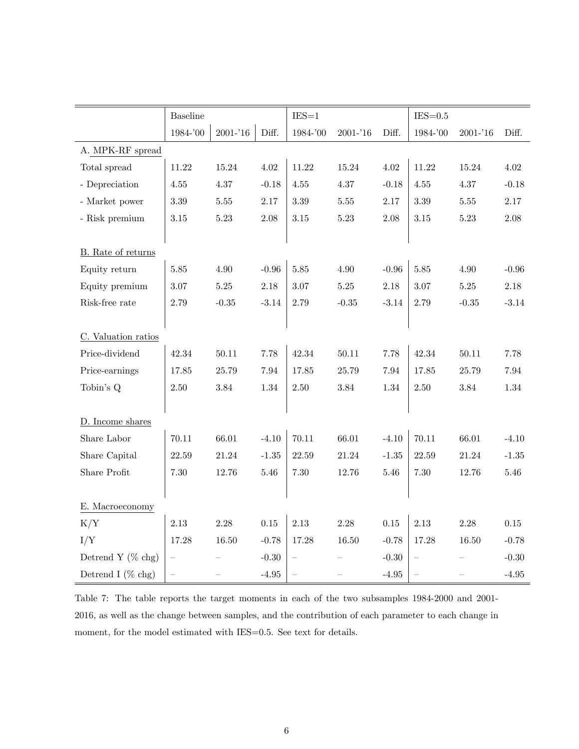| | Baseline | | | IES=1 | | | IES=0.5 | | |
|---|---|---|---|---|---|---|---|---|---|
| | 1984-'00 | 2001-'16 | Diff. | 1984-'00 | 2001-'16 | Diff. | 1984-'00 | 2001-'16 | Diff. |
| A. MPK-RF spread | | | | | | | | | |
| Total spread | 11.22 | 15.24 | 4.02 | 11.22 | 15.24 | 4.02 | 11.22 | 15.24 | 4.02 |
| - Depreciation | 4.55 | 4.37 | -0.18 | 4.55 | 4.37 | -0.18 | 4.55 | 4.37 | -0.18 |
| - Market power | 3.39 | 5.55 | 2.17 | 3.39 | 5.55 | 2.17 | 3.39 | 5.55 | 2.17 |
| - Risk premium | 3.15 | 5.23 | 2.08 | 3.15 | 5.23 | 2.08 | 3.15 | 5.23 | 2.08 |
| B. Rate of returns | | | | | | | | | |
| Equity return | 5.85 | 4.90 | -0.96 | 5.85 | 4.90 | -0.96 | 5.85 | 4.90 | -0.96 |
| Equity premium | 3.07 | 5.25 | 2.18 | 3.07 | 5.25 | 2.18 | 3.07 | 5.25 | 2.18 |
| Risk-free rate | 2.79 | -0.35 | -3.14 | 2.79 | -0.35 | -3.14 | 2.79 | -0.35 | -3.14 |
| C. Valuation ratios | | | | | | | | | |
| Price-dividend | 42.34 | 50.11 | 7.78 | 42.34 | 50.11 | 7.78 | 42.34 | 50.11 | 7.78 |
| Price-earnings | 17.85 | 25.79 | 7.94 | 17.85 | 25.79 | 7.94 | 17.85 | 25.79 | 7.94 |
| Tobin's Q | 2.50 | 3.84 | 1.34 | 2.50 | 3.84 | 1.34 | 2.50 | 3.84 | 1.34 |
| D. Income shares | | | | | | | | | |
| Share Labor | 70.11 | 66.01 | -4.10 | 70.11 | 66.01 | -4.10 | 70.11 | 66.01 | -4.10 |
| Share Capital | 22.59 | 21.24 | -1.35 | 22.59 | 21.24 | -1.35 | 22.59 | 21.24 | -1.35 |
| Share Profit | 7.30 | 12.76 | 5.46 | 7.30 | 12.76 | 5.46 | 7.30 | 12.76 | 5.46 |
| E. Macroeconomy | | | | | | | | | |
| K/Y | 2.13 | 2.28 | 0.15 | 2.13 | 2.28 | 0.15 | 2.13 | 2.28 | 0.15 |
| I/Y | 17.28 | 16.50 | -0.78 | 17.28 | 16.50 | -0.78 | 17.28 | 16.50 | -0.78 |
| Detrend Y (% chg) | – | – | -0.30 | – | – | -0.30 | – | – | -0.30 |
| Detrend I (% chg) | – | – | -4.95 | – | – | -4.95 | – | – | -4.95 |

Table 7: The table reports the target moments in each of the two subsamples 1984-2000 and 2001-2016, as well as the change between samples, and the contribution of each parameter to each change in moment, for the model estimated with IES=0.5. See text for details.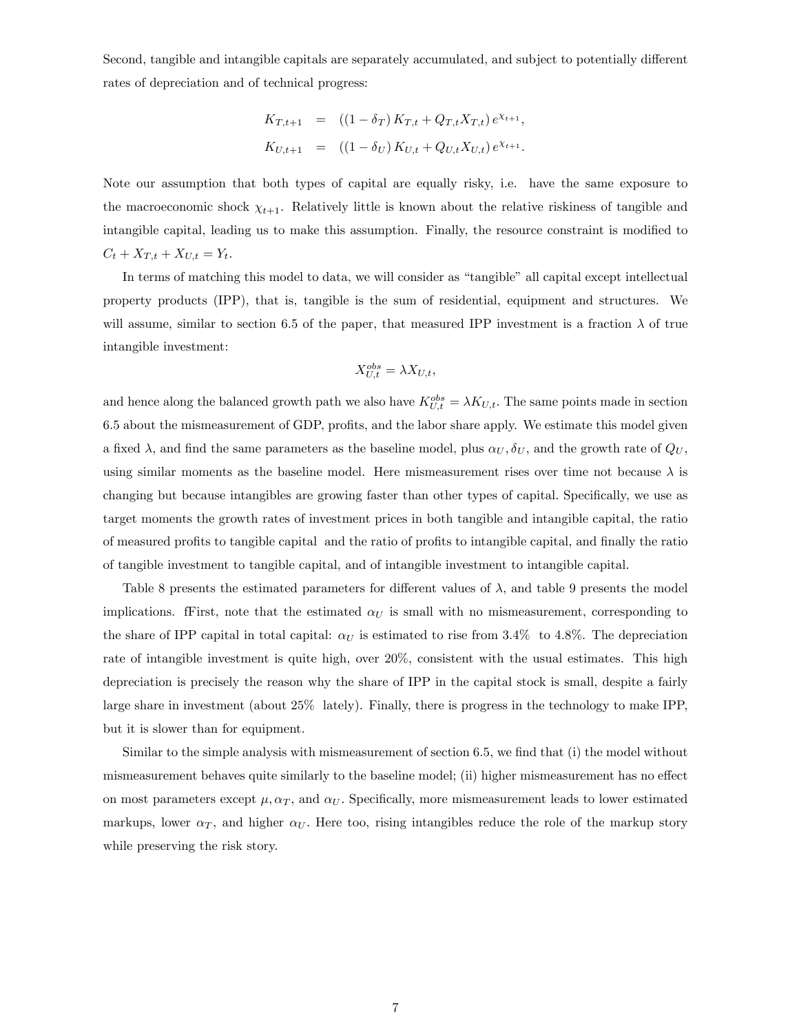Second, tangible and intangible capitals are separately accumulated, and subject to potentially different rates of depreciation and of technical progress:

$$
\begin{aligned}
K_{T,t+1} &= \left((1-\delta_T) K_{T,t} + Q_{T,t} X_{T,t}\right) e^{\chi_{t+1}}, \\
K_{U,t+1} &= \left((1-\delta_U) K_{U,t} + Q_{U,t} X_{U,t}\right) e^{\chi_{t+1}}.
\end{aligned}
$$

Note our assumption that both types of capital are equally risky, i.e. have the same exposure to the macroeconomic shock $\chi_{t+1}$. Relatively little is known about the relative riskiness of tangible and intangible capital, leading us to make this assumption. Finally, the resource constraint is modified to $C_t + X_{T,t} + X_{U,t} = Y_t$.

In terms of matching this model to data, we will consider as "tangible" all capital except intellectual property products (IPP), that is, tangible is the sum of residential, equipment and structures. We will assume, similar to section 6.5 of the paper, that measured IPP investment is a fraction $\lambda$ of true intangible investment:

$$
X_{U,t}^{obs} = \lambda X_{U,t},
$$

and hence along the balanced growth path we also have $K_{U,t}^{obs} = \lambda K_{U,t}$. The same points made in section 6.5 about the mismeasurement of GDP, profits, and the labor share apply. We estimate this model given a fixed $\lambda$, and find the same parameters as the baseline model, plus $\alpha_U, \delta_U$, and the growth rate of $Q_U$, using similar moments as the baseline model. Here mismeasurement rises over time not because $\lambda$ is changing but because intangibles are growing faster than other types of capital. Specifically, we use as target moments the growth rates of investment prices in both tangible and intangible capital, the ratio of measured profits to tangible capital and the ratio of profits to intangible capital, and finally the ratio of tangible investment to tangible capital, and of intangible investment to intangible capital.

Table 8 presents the estimated parameters for different values of $\lambda$, and table 9 presents the model implications. fFirst, note that the estimated $\alpha_U$ is small with no mismeasurement, corresponding to the share of IPP capital in total capital: $\alpha_U$ is estimated to rise from 3.4% to 4.8%. The depreciation rate of intangible investment is quite high, over 20%, consistent with the usual estimates. This high depreciation is precisely the reason why the share of IPP in the capital stock is small, despite a fairly large share in investment (about 25% lately). Finally, there is progress in the technology to make IPP, but it is slower than for equipment.

Similar to the simple analysis with mismeasurement of section 6.5, we find that (i) the model without mismeasurement behaves quite similarly to the baseline model; (ii) higher mismeasurement has no effect on most parameters except $\mu, \alpha_T$, and $\alpha_U$. Specifically, more mismeasurement leads to lower estimated markups, lower $\alpha_T$, and higher $\alpha_U$. Here too, rising intangibles reduce the role of the markup story while preserving the risk story.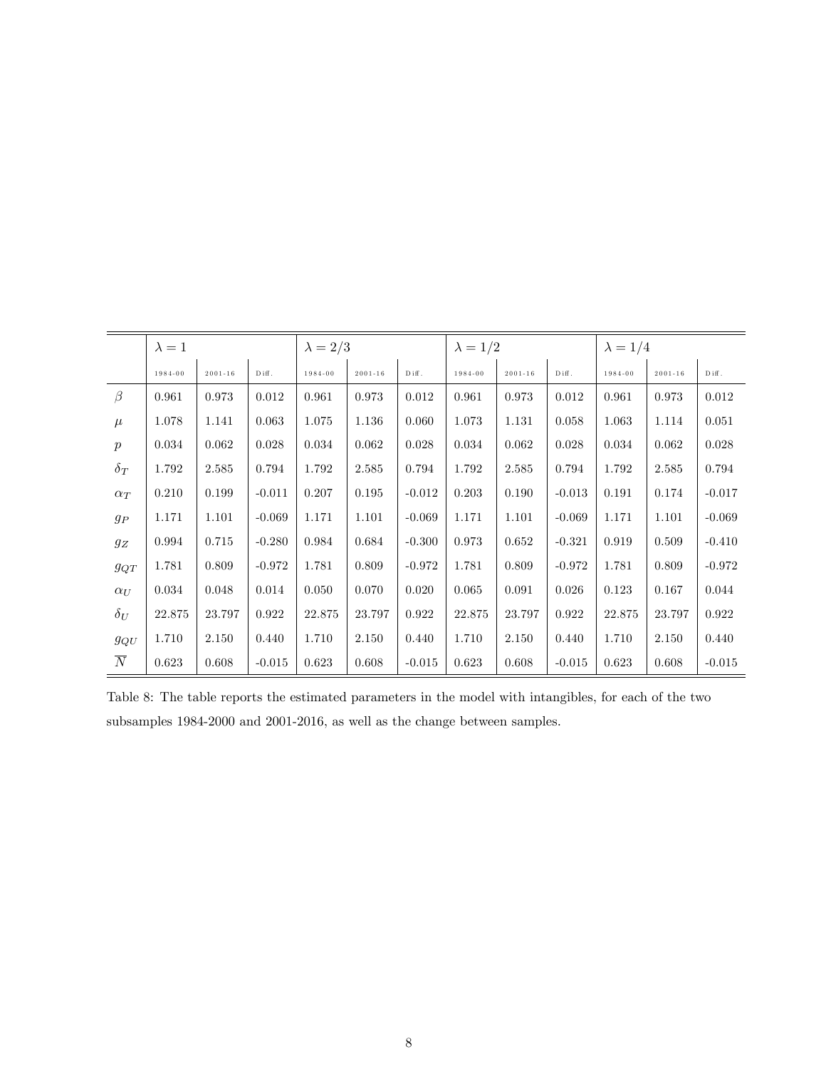| | $\lambda = 1$ | | | $\lambda = 2/3$ | | | $\lambda = 1/2$ | | | $\lambda = 1/4$ | | |
|---|---|---|---|---|---|---|---|---|---|---|---|---|
| | 1984-00 | 2001-16 | Diff. | 1984-00 | 2001-16 | Diff. | 1984-00 | 2001-16 | Diff. | 1984-00 | 2001-16 | Diff. |
| $\beta$ | 0.961 | 0.973 | 0.012 | 0.961 | 0.973 | 0.012 | 0.961 | 0.973 | 0.012 | 0.961 | 0.973 | 0.012 |
| $\mu$ | 1.078 | 1.141 | 0.063 | 1.075 | 1.136 | 0.060 | 1.073 | 1.131 | 0.058 | 1.063 | 1.114 | 0.051 |
| $p$ | 0.034 | 0.062 | 0.028 | 0.034 | 0.062 | 0.028 | 0.034 | 0.062 | 0.028 | 0.034 | 0.062 | 0.028 |
| $\delta_T$ | 1.792 | 2.585 | 0.794 | 1.792 | 2.585 | 0.794 | 1.792 | 2.585 | 0.794 | 1.792 | 2.585 | 0.794 |
| $\alpha_T$ | 0.210 | 0.199 | -0.011 | 0.207 | 0.195 | -0.012 | 0.203 | 0.190 | -0.013 | 0.191 | 0.174 | -0.017 |
| $g_P$ | 1.171 | 1.101 | -0.069 | 1.171 | 1.101 | -0.069 | 1.171 | 1.101 | -0.069 | 1.171 | 1.101 | -0.069 |
| $g_Z$ | 0.994 | 0.715 | -0.280 | 0.984 | 0.684 | -0.300 | 0.973 | 0.652 | -0.321 | 0.919 | 0.509 | -0.410 |
| $g_{QT}$ | 1.781 | 0.809 | -0.972 | 1.781 | 0.809 | -0.972 | 1.781 | 0.809 | -0.972 | 1.781 | 0.809 | -0.972 |
| $\alpha_U$ | 0.034 | 0.048 | 0.014 | 0.050 | 0.070 | 0.020 | 0.065 | 0.091 | 0.026 | 0.123 | 0.167 | 0.044 |
| $\delta_U$ | 22.875 | 23.797 | 0.922 | 22.875 | 23.797 | 0.922 | 22.875 | 23.797 | 0.922 | 22.875 | 23.797 | 0.922 |
| $g_{QU}$ | 1.710 | 2.150 | 0.440 | 1.710 | 2.150 | 0.440 | 1.710 | 2.150 | 0.440 | 1.710 | 2.150 | 0.440 |
| $\overline{N}$ | 0.623 | 0.608 | -0.015 | 0.623 | 0.608 | -0.015 | 0.623 | 0.608 | -0.015 | 0.623 | 0.608 | -0.015 |

Table 8: The table reports the estimated parameters in the model with intangibles, for each of the two subsamples 1984-2000 and 2001-2016, as well as the change between samples.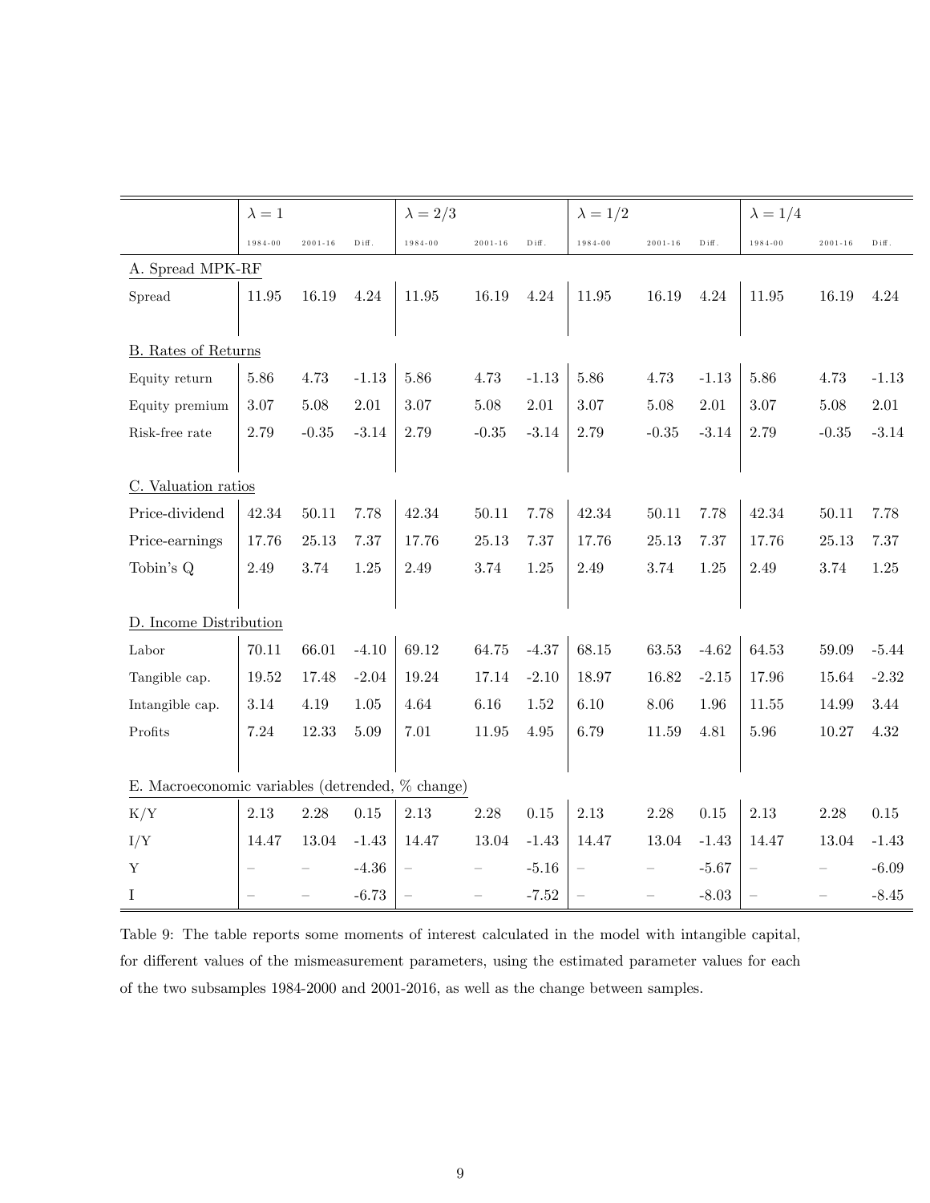| | $\lambda = 1$ | | | $\lambda = 2/3$ | | | $\lambda = 1/2$ | | | $\lambda = 1/4$ | | |
|---|---|---|---|---|---|---|---|---|---|---|---|---|
| | 1984-00 | 2001-16 | Diff. | 1984-00 | 2001-16 | Diff. | 1984-00 | 2001-16 | Diff. | 1984-00 | 2001-16 | Diff. |
| A. Spread MPK-RF | | | | | | | | | | | | |
| Spread | 11.95 | 16.19 | 4.24 | 11.95 | 16.19 | 4.24 | 11.95 | 16.19 | 4.24 | 11.95 | 16.19 | 4.24 |
| B. Rates of Returns | | | | | | | | | | | | |
| Equity return | 5.86 | 4.73 | -1.13 | 5.86 | 4.73 | -1.13 | 5.86 | 4.73 | -1.13 | 5.86 | 4.73 | -1.13 |
| Equity premium | 3.07 | 5.08 | 2.01 | 3.07 | 5.08 | 2.01 | 3.07 | 5.08 | 2.01 | 3.07 | 5.08 | 2.01 |
| Risk-free rate | 2.79 | -0.35 | -3.14 | 2.79 | -0.35 | -3.14 | 2.79 | -0.35 | -3.14 | 2.79 | -0.35 | -3.14 |
| C. Valuation ratios | | | | | | | | | | | | |
| Price-dividend | 42.34 | 50.11 | 7.78 | 42.34 | 50.11 | 7.78 | 42.34 | 50.11 | 7.78 | 42.34 | 50.11 | 7.78 |
| Price-earnings | 17.76 | 25.13 | 7.37 | 17.76 | 25.13 | 7.37 | 17.76 | 25.13 | 7.37 | 17.76 | 25.13 | 7.37 |
| Tobin's Q | 2.49 | 3.74 | 1.25 | 2.49 | 3.74 | 1.25 | 2.49 | 3.74 | 1.25 | 2.49 | 3.74 | 1.25 |
| D. Income Distribution | | | | | | | | | | | | |
| Labor | 70.11 | 66.01 | -4.10 | 69.12 | 64.75 | -4.37 | 68.15 | 63.53 | -4.62 | 64.53 | 59.09 | -5.44 |
| Tangible cap. | 19.52 | 17.48 | -2.04 | 19.24 | 17.14 | -2.10 | 18.97 | 16.82 | -2.15 | 17.96 | 15.64 | -2.32 |
| Intangible cap. | 3.14 | 4.19 | 1.05 | 4.64 | 6.16 | 1.52 | 6.10 | 8.06 | 1.96 | 11.55 | 14.99 | 3.44 |
| Profits | 7.24 | 12.33 | 5.09 | 7.01 | 11.95 | 4.95 | 6.79 | 11.59 | 4.81 | 5.96 | 10.27 | 4.32 |
| E. Macroeconomic variables (detrended, % change) | | | | | | | | | | | | |
| K/Y | 2.13 | 2.28 | 0.15 | 2.13 | 2.28 | 0.15 | 2.13 | 2.28 | 0.15 | 2.13 | 2.28 | 0.15 |
| I/Y | 14.47 | 13.04 | -1.43 | 14.47 | 13.04 | -1.43 | 14.47 | 13.04 | -1.43 | 14.47 | 13.04 | -1.43 |
| Y | – | – | -4.36 | – | – | -5.16 | – | – | -5.67 | – | – | -6.09 |
| I | – | – | -6.73 | – | – | -7.52 | – | – | -8.03 | – | – | -8.45 |

Table 9: The table reports some moments of interest calculated in the model with intangible capital, for different values of the mismeasurement parameters, using the estimated parameter values for each of the two subsamples 1984-2000 and 2001-2016, as well as the change between samples.